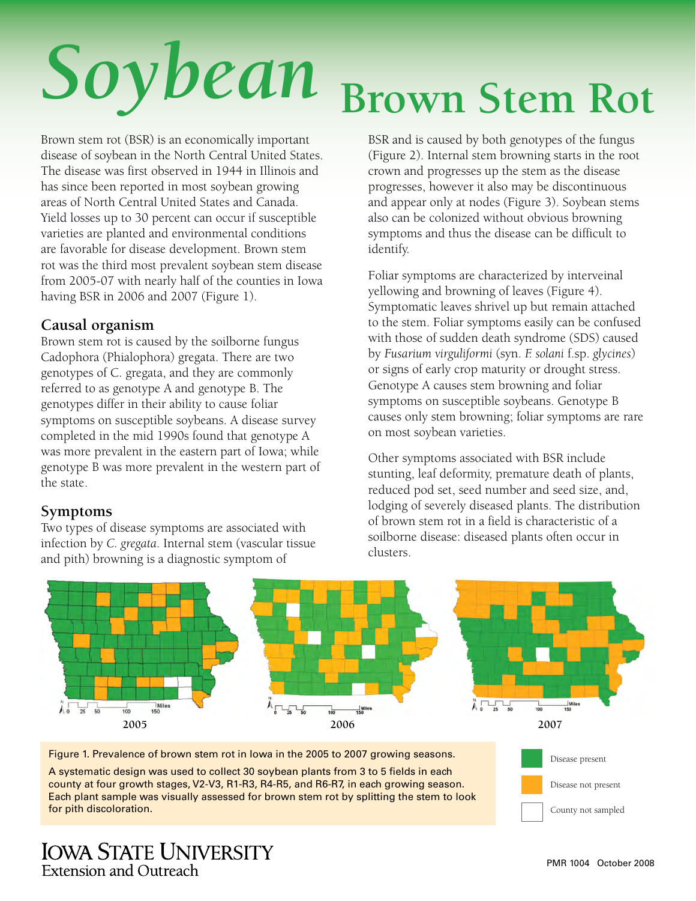# Soybean Brown Stem Rot

Brown stem rot (BSR) is an economically important disease of soybean in the North Central United States. The disease was first observed in 1944 in Illinois and has since been reported in most soybean growing areas of North Central United States and Canada. Yield losses up to 30 percent can occur if susceptible varieties are planted and environmental conditions are favorable for disease development. Brown stem rot was the third most prevalent soybean stem disease from 2005-07 with nearly half of the counties in Iowa having BSR in 2006 and 2007 (Figure 1).

## Causal organism

Brown stem rot is caused by the soilborne fungus Cadophora (Phialophora) gregata. There are two genotypes of C. gregata, and they are commonly referred to as genotype A and genotype B. The genotypes differ in their ability to cause foliar symptoms on susceptible soybeans. A disease survey completed in the mid 1990s found that genotype A was more prevalent in the eastern part of Iowa; while genotype B was more prevalent in the western part of the state.

## Symptoms

Two types of disease symptoms are associated with infection by *C. gregata*. Internal stem (vascular tissue and pith) browning is a diagnostic symptom of BSR and is caused by both genotypes of the fungus (Figure 2). Internal stem browning starts in the root crown and progresses up the stem as the disease progresses, however it also may be discontinuous and appear only at nodes (Figure 3). Soybean stems also can be colonized without obvious browning symptoms and thus the disease can be difficult to identify.

Foliar symptoms are characterized by interveinal yellowing and browning of leaves (Figure 4). Symptomatic leaves shrivel up but remain attached to the stem. Foliar symptoms easily can be confused with those of sudden death syndrome (SDS) caused by *Fusarium virguliformi* (syn. *F. solani* f.sp. *glycines*) or signs of early crop maturity or drought stress. Genotype A causes stem browning and foliar symptoms on susceptible soybeans. Genotype B causes only stem browning; foliar symptoms are rare on most soybean varieties.

Other symptoms associated with BSR include stunting, leaf deformity, premature death of plants, reduced pod set, seed number and seed size, and, lodging of severely diseased plants. The distribution of brown stem rot in a field is characteristic of a soilborne disease: diseased plants often occur in clusters.

2005 2006 2007

Figure 1. Prevalence of brown stem rot in Iowa in the 2005 to 2007 growing seasons.

A systematic design was used to collect 30 soybean plants from 3 to 5 fields in each county at four growth stages, V2-V3, R1-R3, R4-R5, and R6-R7, in each growing season. Each plant sample was visually assessed for brown stem rot by splitting the stem to look for pith discoloration.

Disease present

Disease not present

County not sampled

IOWA STATE UNIVERSITY
Extension and Outreach

PMR 1004 October 2008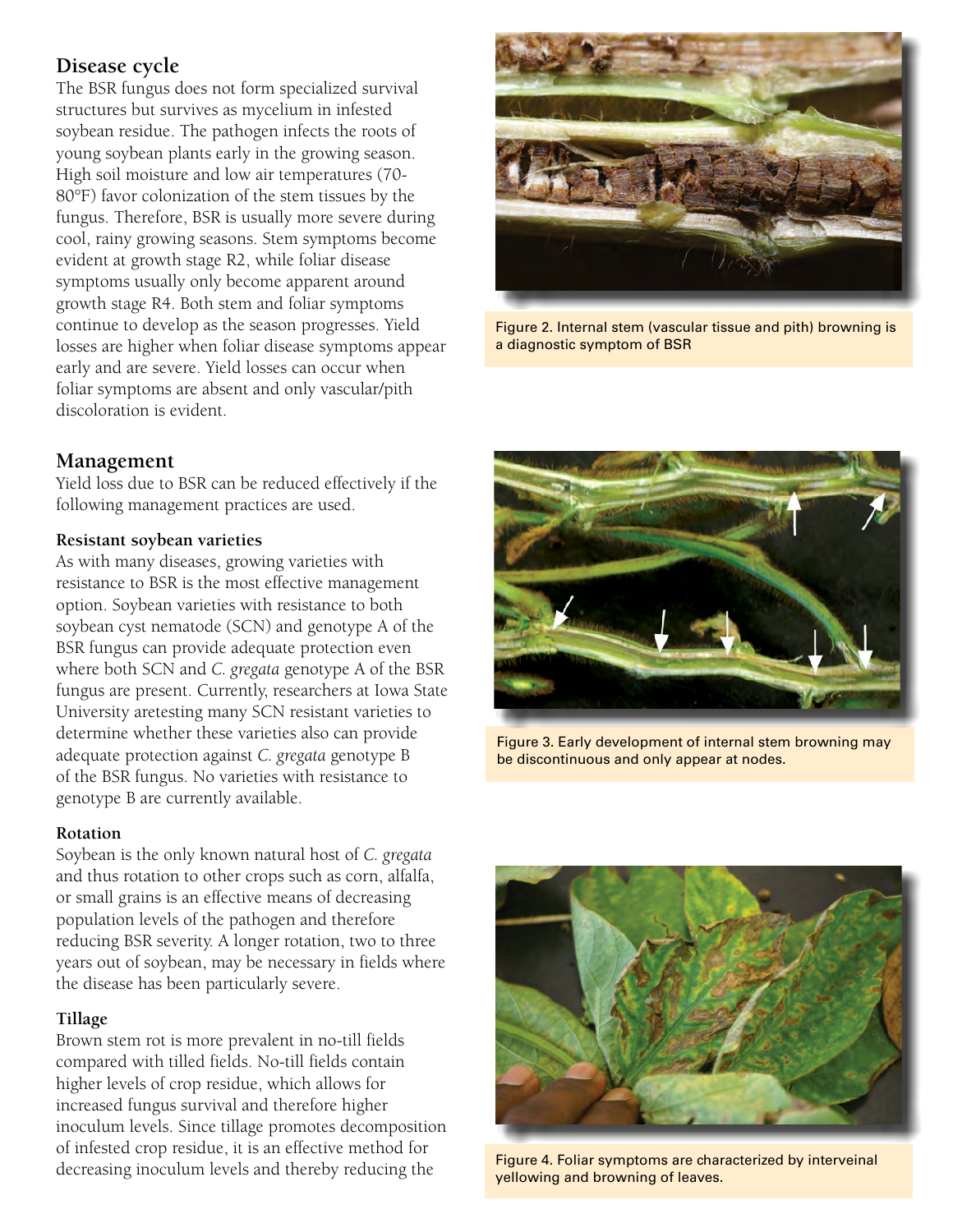## Disease cycle

The BSR fungus does not form specialized survival structures but survives as mycelium in infested soybean residue. The pathogen infects the roots of young soybean plants early in the growing season. High soil moisture and low air temperatures (70-80°F) favor colonization of the stem tissues by the fungus. Therefore, BSR is usually more severe during cool, rainy growing seasons. Stem symptoms become evident at growth stage R2, while foliar disease symptoms usually only become apparent around growth stage R4. Both stem and foliar symptoms continue to develop as the season progresses. Yield losses are higher when foliar disease symptoms appear early and are severe. Yield losses can occur when foliar symptoms are absent and only vascular/pith discoloration is evident.

## Management

Yield loss due to BSR can be reduced effectively if the following management practices are used.

### Resistant soybean varieties

As with many diseases, growing varieties with resistance to BSR is the most effective management option. Soybean varieties with resistance to both soybean cyst nematode (SCN) and genotype A of the BSR fungus can provide adequate protection even where both SCN and *C. gregata* genotype A of the BSR fungus are present. Currently, researchers at Iowa State University aretesting many SCN resistant varieties to determine whether these varieties also can provide adequate protection against *C. gregata* genotype B of the BSR fungus. No varieties with resistance to genotype B are currently available.

### Rotation

Soybean is the only known natural host of *C. gregata* and thus rotation to other crops such as corn, alfalfa, or small grains is an effective means of decreasing population levels of the pathogen and therefore reducing BSR severity. A longer rotation, two to three years out of soybean, may be necessary in fields where the disease has been particularly severe.

### Tillage

Brown stem rot is more prevalent in no-till fields compared with tilled fields. No-till fields contain higher levels of crop residue, which allows for increased fungus survival and therefore higher inoculum levels. Since tillage promotes decomposition of infested crop residue, it is an effective method for decreasing inoculum levels and thereby reducing the

Figure 2. Internal stem (vascular tissue and pith) browning is a diagnostic symptom of BSR

Figure 3. Early development of internal stem browning may be discontinuous and only appear at nodes.

Figure 4. Foliar symptoms are characterized by interveinal yellowing and browning of leaves.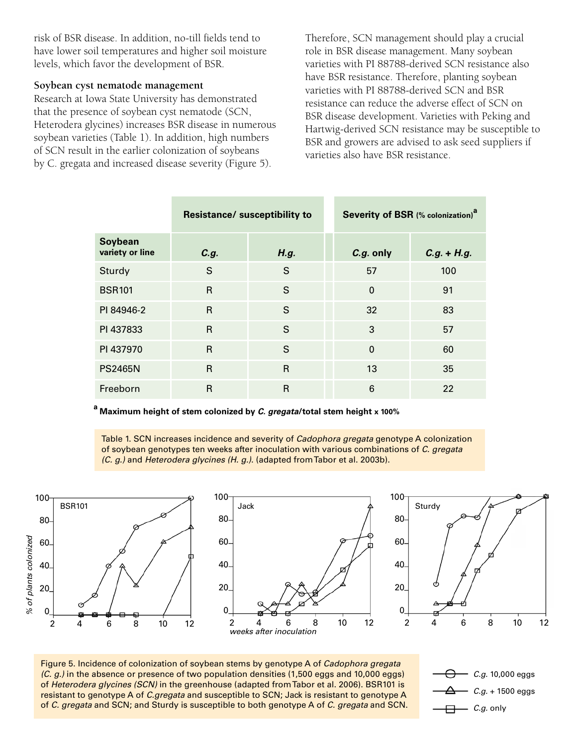risk of BSR disease. In addition, no-till fields tend to have lower soil temperatures and higher soil moisture levels, which favor the development of BSR.

### Soybean cyst nematode management

Research at Iowa State University has demonstrated that the presence of soybean cyst nematode (SCN, Heterodera glycines) increases BSR disease in numerous soybean varieties (Table 1). In addition, high numbers of SCN result in the earlier colonization of soybeans by C. gregata and increased disease severity (Figure 5).

Therefore, SCN management should play a crucial role in BSR disease management. Many soybean varieties with PI 88788-derived SCN resistance also have BSR resistance. Therefore, planting soybean varieties with PI 88788-derived SCN and BSR resistance can reduce the adverse effect of SCN on BSR disease development. Varieties with Peking and Hartwig-derived SCN resistance may be susceptible to BSR and growers are advised to ask seed suppliers if varieties also have BSR resistance.

| | **Resistance/ susceptibility to** | | **Severity of BSR (% colonization)[a]** | |
|---|---|---|---|---|
| **Soybean variety or line** | ***C.g.*** | ***H.g.*** | ***C.g.* only** | ***C.g.* + *H.g.*** |
| Sturdy | S | S | 57 | 100 |
| BSR101 | R | S | 0 | 91 |
| PI 84946-2 | R | S | 32 | 83 |
| PI 437833 | R | S | 3 | 57 |
| PI 437970 | R | S | 0 | 60 |
| PS2465N | R | R | 13 | 35 |
| Freeborn | R | R | 6 | 22 |

[a] **Maximum height of stem colonized by *C. gregata*/total stem height x 100%**

Table 1. SCN increases incidence and severity of *Cadophora gregata* genotype A colonization of soybean genotypes ten weeks after inoculation with various combinations of *C. gregata (C. g.)* and *Heterodera glycines (H. g.)*. (adapted from Tabor et al. 2003b).

Figure 5. Incidence of colonization of soybean stems by genotype A of *Cadophora gregata (C. g.)* in the absence or presence of two population densities (1,500 eggs and 10,000 eggs) of *Heterodera glycines (SCN)* in the greenhouse (adapted from Tabor et al. 2006). BSR101 is resistant to genotype A of *C.gregata* and susceptible to SCN; Jack is resistant to genotype A of *C. gregata* and SCN; and Sturdy is susceptible to both genotype A of *C. gregata* and SCN.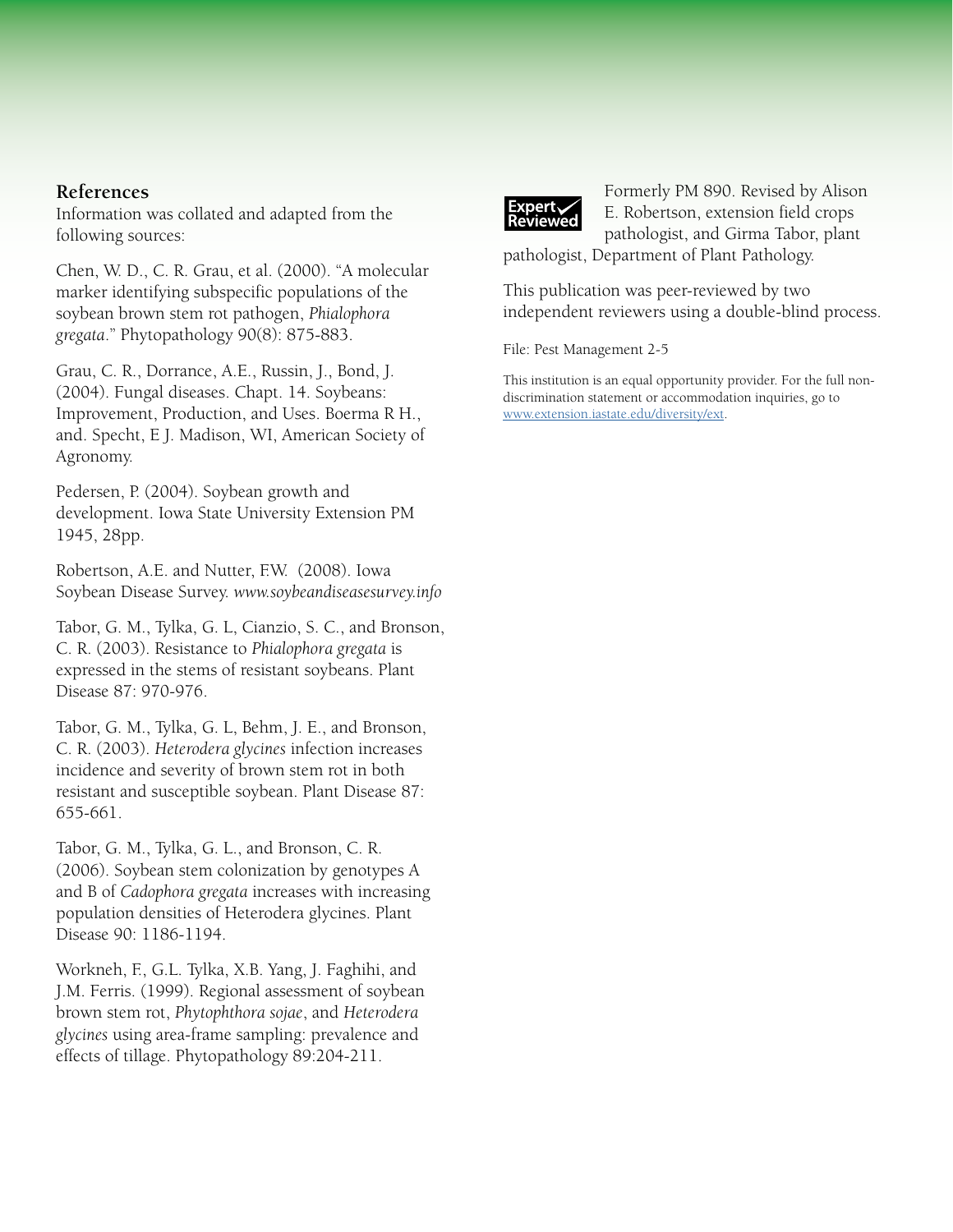## References

Information was collated and adapted from the following sources:

Chen, W. D., C. R. Grau, et al. (2000). "A molecular marker identifying subspecific populations of the soybean brown stem rot pathogen, *Phialophora gregata*." Phytopathology 90(8): 875-883.

Grau, C. R., Dorrance, A.E., Russin, J., Bond, J. (2004). Fungal diseases. Chapt. 14. Soybeans: Improvement, Production, and Uses. Boerma R H., and. Specht, E J. Madison, WI, American Society of Agronomy.

Pedersen, P. (2004). Soybean growth and development. Iowa State University Extension PM 1945, 28pp.

Robertson, A.E. and Nutter, F.W. (2008). Iowa Soybean Disease Survey. *www.soybeandiseasesurvey.info*

Tabor, G. M., Tylka, G. L, Cianzio, S. C., and Bronson, C. R. (2003). Resistance to *Phialophora gregata* is expressed in the stems of resistant soybeans. Plant Disease 87: 970-976.

Tabor, G. M., Tylka, G. L, Behm, J. E., and Bronson, C. R. (2003). *Heterodera glycines* infection increases incidence and severity of brown stem rot in both resistant and susceptible soybean. Plant Disease 87: 655-661.

Tabor, G. M., Tylka, G. L., and Bronson, C. R. (2006). Soybean stem colonization by genotypes A and B of *Cadophora gregata* increases with increasing population densities of Heterodera glycines. Plant Disease 90: 1186-1194.

Workneh, F., G.L. Tylka, X.B. Yang, J. Faghihi, and J.M. Ferris. (1999). Regional assessment of soybean brown stem rot, *Phytophthora sojae*, and *Heterodera glycines* using area-frame sampling: prevalence and effects of tillage. Phytopathology 89:204-211.

Expert Reviewed

Formerly PM 890. Revised by Alison E. Robertson, extension field crops pathologist, and Girma Tabor, plant pathologist, Department of Plant Pathology.

This publication was peer-reviewed by two independent reviewers using a double-blind process.

File: Pest Management 2-5

This institution is an equal opportunity provider. For the full non-discrimination statement or accommodation inquiries, go to www.extension.iastate.edu/diversity/ext.